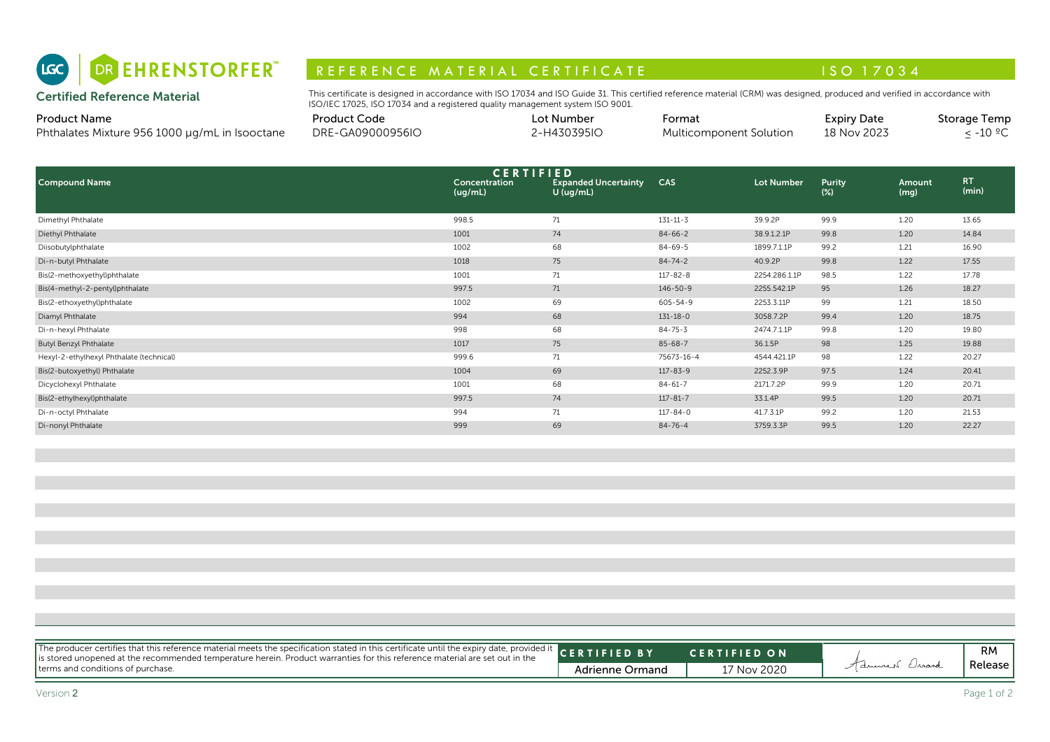LGC | DR EHRENSTORFER™

# REFERENCE MATERIAL CERTIFICATE — ISO 17034

**Certified Reference Material**

This certificate is designed in accordance with ISO 17034 and ISO Guide 31. This certified reference material (CRM) was designed, produced and verified in accordance with ISO/IEC 17025, ISO 17034 and a registered quality management system ISO 9001.

| Product Name | Product Code | Lot Number | Format | Expiry Date | Storage Temp |
|---|---|---|---|---|---|
| Phthalates Mixture 956 1000 µg/mL in Isooctane | DRE-GA09000956IO | 2-H430395IO | Multicomponent Solution | 18 Nov 2023 | ≤ -10 ºC |

| Compound Name | CERTIFIED Concentration (ug/mL) | CERTIFIED Expanded Uncertainty U (ug/mL) | CAS | Lot Number | Purity (%) | Amount (mg) | RT (min) |
|---|---|---|---|---|---|---|---|
| Dimethyl Phthalate | 998.5 | 71 | 131-11-3 | 39.9.2P | 99.9 | 1.20 | 13.65 |
| Diethyl Phthalate | 1001 | 74 | 84-66-2 | 38.9.1.2.1P | 99.8 | 1.20 | 14.84 |
| Diisobutylphthalate | 1002 | 68 | 84-69-5 | 1899.7.1.1P | 99.2 | 1.21 | 16.90 |
| Di-n-butyl Phthalate | 1018 | 75 | 84-74-2 | 40.9.2P | 99.8 | 1.22 | 17.55 |
| Bis(2-methoxyethyl)phthalate | 1001 | 71 | 117-82-8 | 2254.286.1.1P | 98.5 | 1.22 | 17.78 |
| Bis(4-methyl-2-pentyl)phthalate | 997.5 | 71 | 146-50-9 | 2255.542.1P | 95 | 1.26 | 18.27 |
| Bis(2-ethoxyethyl)phthalate | 1002 | 69 | 605-54-9 | 2253.3.11P | 99 | 1.21 | 18.50 |
| Diamyl Phthalate | 994 | 68 | 131-18-0 | 3058.7.2P | 99.4 | 1.20 | 18.75 |
| Di-n-hexyl Phthalate | 998 | 68 | 84-75-3 | 2474.7.1.1P | 99.8 | 1.20 | 19.80 |
| Butyl Benzyl Phthalate | 1017 | 75 | 85-68-7 | 36.1.5P | 98 | 1.25 | 19.88 |
| Hexyl-2-ethylhexyl Phthalate (technical) | 999.6 | 71 | 75673-16-4 | 4544.421.1P | 98 | 1.22 | 20.27 |
| Bis(2-butoxyethyl) Phthalate | 1004 | 69 | 117-83-9 | 2252.3.9P | 97.5 | 1.24 | 20.41 |
| Dicyclohexyl Phthalate | 1001 | 68 | 84-61-7 | 2171.7.2P | 99.9 | 1.20 | 20.71 |
| Bis(2-ethylhexyl)phthalate | 997.5 | 74 | 117-81-7 | 33.1.4P | 99.5 | 1.20 | 20.71 |
| Di-n-octyl Phthalate | 994 | 71 | 117-84-0 | 41.7.3.1P | 99.2 | 1.20 | 21.53 |
| Di-nonyl Phthalate | 999 | 69 | 84-76-4 | 3759.3.3P | 99.5 | 1.20 | 22.27 |

The producer certifies that this reference material meets the specification stated in this certificate until the expiry date, provided it is stored unopened at the recommended temperature herein. Product warranties for this reference material are set out in the terms and conditions of purchase.

| CERTIFIED BY | CERTIFIED ON | | |
|---|---|---|---|
| Adrienne Ormand | 17 Nov 2020 | Adrienne Ormand | RM Release |

Version 2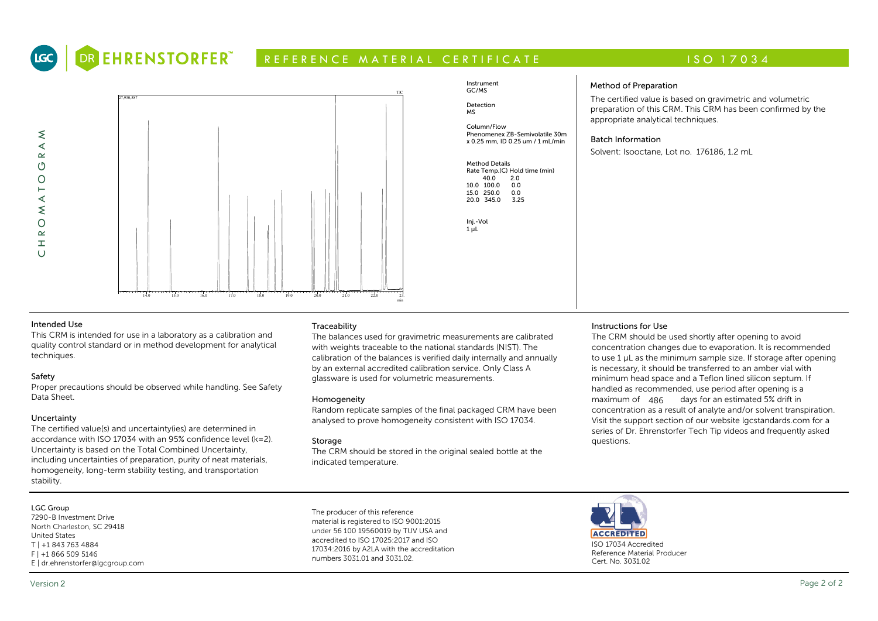DR EHRENSTORFER™ REFERENCE MATERIAL CERTIFICATE ISO 17034

## CHROMATOGRAM

27,930,587

TIC

14.0 15.0 16.0 17.0 18.0 19.0 20.0 21.0 22.0 23.

min

Instrument
GC/MS

Detection
MS

Column/Flow
Phenomenex ZB-Semivolatile 30m x 0.25 mm, ID 0.25 um / 1 mL/min

Method Details

| Rate | Temp.(C) | Hold time (min) |
|---|---|---|
| | 40.0 | 2.0 |
| 10.0 | 100.0 | 0.0 |
| 15.0 | 250.0 | 0.0 |
| 20.0 | 345.0 | 3.25 |

Inj.-Vol
1 µL

### Method of Preparation

The certified value is based on gravimetric and volumetric preparation of this CRM. This CRM has been confirmed by the appropriate analytical techniques.

### Batch Information

Solvent: Isooctane, Lot no. 176186, 1.2 mL

### Intended Use

This CRM is intended for use in a laboratory as a calibration and quality control standard or in method development for analytical techniques.

### Safety

Proper precautions should be observed while handling. See Safety Data Sheet.

### Uncertainty

The certified value(s) and uncertainty(ies) are determined in accordance with ISO 17034 with an 95% confidence level (k=2). Uncertainty is based on the Total Combined Uncertainty, including uncertainties of preparation, purity of neat materials, homogeneity, long-term stability testing, and transportation stability.

### Traceability

The balances used for gravimetric measurements are calibrated with weights traceable to the national standards (NIST). The calibration of the balances is verified daily internally and annually by an external accredited calibration service. Only Class A glassware is used for volumetric measurements.

### Homogeneity

Random replicate samples of the final packaged CRM have been analysed to prove homogeneity consistent with ISO 17034.

### Storage

The CRM should be stored in the original sealed bottle at the indicated temperature.

### Instructions for Use

The CRM should be used shortly after opening to avoid concentration changes due to evaporation. It is recommended to use 1 µL as the minimum sample size. If storage after opening is necessary, it should be transferred to an amber vial with minimum head space and a Teflon lined silicon septum. If handled as recommended, use period after opening is a maximum of 486 days for an estimated 5% drift in concentration as a result of analyte and/or solvent transpiration. Visit the support section of our website lgcstandards.com for a series of Dr. Ehrenstorfer Tech Tip videos and frequently asked questions.

LGC Group
7290-B Investment Drive
North Charleston, SC 29418
United States
T | +1 843 763 4884
F | +1 866 509 5146
E | dr.ehrenstorfer@lgcgroup.com

The producer of this reference material is registered to ISO 9001:2015 under 56 100 19560019 by TUV USA and accredited to ISO 17025:2017 and ISO 17034:2016 by A2LA with the accreditation numbers 3031.01 and 3031.02.

ACCREDITED
ISO 17034 Accredited
Reference Material Producer
Cert. No. 3031.02

Version 2